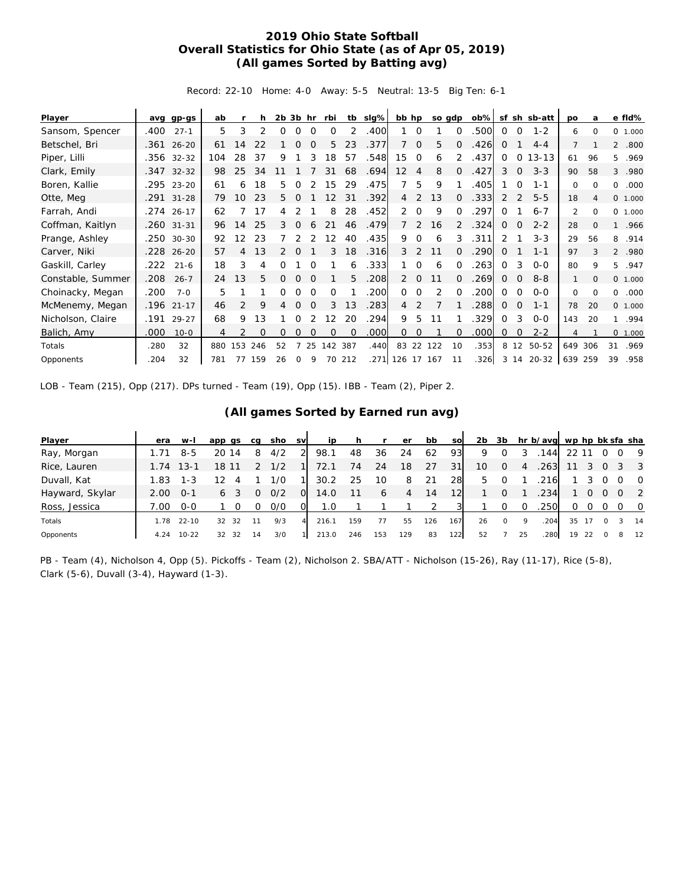# 2019 Ohio State Softball
## Overall Statistics for Ohio State (as of Apr 05, 2019)
### (All games Sorted by Batting avg)

Record: 22-10 Home: 4-0 Away: 5-5 Neutral: 13-5 Big Ten: 6-1

| Player | avg | gp-gs | ab | r | h | 2b | 3b | hr | rbi | tb | slg% | bb | hp | so | gdp | ob% | sf | sh | sb-att | po | a | e | fld% |
|---|---|---|---|---|---|---|---|---|---|---|---|---|---|---|---|---|---|---|---|---|---|---|---|
| Sansom, Spencer | .400 | 27-1 | 5 | 3 | 2 | 0 | 0 | 0 | 0 | 2 | .400 | 1 | 0 | 1 | 0 | .500 | 0 | 0 | 1-2 | 6 | 0 | 0 | 1.000 |
| Betschel, Bri | .361 | 26-20 | 61 | 14 | 22 | 1 | 0 | 0 | 5 | 23 | .377 | 7 | 0 | 5 | 0 | .426 | 0 | 1 | 4-4 | 7 | 1 | 2 | .800 |
| Piper, Lilli | .356 | 32-32 | 104 | 28 | 37 | 9 | 1 | 3 | 18 | 57 | .548 | 15 | 0 | 6 | 2 | .437 | 0 | 0 | 13-13 | 61 | 96 | 5 | .969 |
| Clark, Emily | .347 | 32-32 | 98 | 25 | 34 | 11 | 1 | 7 | 31 | 68 | .694 | 12 | 4 | 8 | 0 | .427 | 3 | 0 | 3-3 | 90 | 58 | 3 | .980 |
| Boren, Kallie | .295 | 23-20 | 61 | 6 | 18 | 5 | 0 | 2 | 15 | 29 | .475 | 7 | 5 | 9 | 1 | .405 | 1 | 0 | 1-1 | 0 | 0 | 0 | .000 |
| Otte, Meg | .291 | 31-28 | 79 | 10 | 23 | 5 | 0 | 1 | 12 | 31 | .392 | 4 | 2 | 13 | 0 | .333 | 2 | 2 | 5-5 | 18 | 4 | 0 | 1.000 |
| Farrah, Andi | .274 | 26-17 | 62 | 7 | 17 | 4 | 2 | 1 | 8 | 28 | .452 | 2 | 0 | 9 | 0 | .297 | 0 | 1 | 6-7 | 2 | 0 | 0 | 1.000 |
| Coffman, Kaitlyn | .260 | 31-31 | 96 | 14 | 25 | 3 | 0 | 6 | 21 | 46 | .479 | 7 | 2 | 16 | 2 | .324 | 0 | 0 | 2-2 | 28 | 0 | 1 | .966 |
| Prange, Ashley | .250 | 30-30 | 92 | 12 | 23 | 7 | 2 | 2 | 12 | 40 | .435 | 9 | 0 | 6 | 3 | .311 | 2 | 1 | 3-3 | 29 | 56 | 8 | .914 |
| Carver, Niki | .228 | 26-20 | 57 | 4 | 13 | 2 | 0 | 1 | 3 | 18 | .316 | 3 | 2 | 11 | 0 | .290 | 0 | 1 | 1-1 | 97 | 3 | 2 | .980 |
| Gaskill, Carley | .222 | 21-6 | 18 | 3 | 4 | 0 | 1 | 0 | 1 | 6 | .333 | 1 | 0 | 6 | 0 | .263 | 0 | 3 | 0-0 | 80 | 9 | 5 | .947 |
| Constable, Summer | .208 | 26-7 | 24 | 13 | 5 | 0 | 0 | 0 | 1 | 5 | .208 | 2 | 0 | 11 | 0 | .269 | 0 | 0 | 8-8 | 1 | 0 | 0 | 1.000 |
| Choinacky, Megan | .200 | 7-0 | 5 | 1 | 1 | 0 | 0 | 0 | 0 | 1 | .200 | 0 | 0 | 2 | 0 | .200 | 0 | 0 | 0-0 | 0 | 0 | 0 | .000 |
| McMenemy, Megan | .196 | 21-17 | 46 | 2 | 9 | 4 | 0 | 0 | 3 | 13 | .283 | 4 | 2 | 7 | 1 | .288 | 0 | 0 | 1-1 | 78 | 20 | 0 | 1.000 |
| Nicholson, Claire | .191 | 29-27 | 68 | 9 | 13 | 1 | 0 | 2 | 12 | 20 | .294 | 9 | 5 | 11 | 1 | .329 | 0 | 3 | 0-0 | 143 | 20 | 1 | .994 |
| Balich, Amy | .000 | 10-0 | 4 | 2 | 0 | 0 | 0 | 0 | 0 | 0 | .000 | 0 | 0 | 1 | 0 | .000 | 0 | 0 | 2-2 | 4 | 1 | 0 | 1.000 |
| Totals | .280 | 32 | 880 | 153 | 246 | 52 | 7 | 25 | 142 | 387 | .440 | 83 | 22 | 122 | 10 | .353 | 8 | 12 | 50-52 | 649 | 306 | 31 | .969 |
| Opponents | .204 | 32 | 781 | 77 | 159 | 26 | 0 | 9 | 70 | 212 | .271 | 126 | 17 | 167 | 11 | .326 | 3 | 14 | 20-32 | 639 | 259 | 39 | .958 |

LOB - Team (215), Opp (217). DPs turned - Team (19), Opp (15). IBB - Team (2), Piper 2.

### (All games Sorted by Earned run avg)

| Player | era | w-l | app | gs | cg | sho | sv | ip | h | r | er | bb | so | 2b | 3b | hr | b/avg | wp | hp | bk | sfa | sha |
|---|---|---|---|---|---|---|---|---|---|---|---|---|---|---|---|---|---|---|---|---|---|---|
| Ray, Morgan | 1.71 | 8-5 | 20 | 14 | 8 | 4/2 | 2 | 98.1 | 48 | 36 | 24 | 62 | 93 | 9 | 0 | 3 | .144 | 22 | 11 | 0 | 0 | 9 |
| Rice, Lauren | 1.74 | 13-1 | 18 | 11 | 2 | 1/2 | 1 | 72.1 | 74 | 24 | 18 | 27 | 31 | 10 | 0 | 4 | .263 | 11 | 3 | 0 | 3 | 3 |
| Duvall, Kat | 1.83 | 1-3 | 12 | 4 | 1 | 1/0 | 1 | 30.2 | 25 | 10 | 8 | 21 | 28 | 5 | 0 | 1 | .216 | 1 | 3 | 0 | 0 | 0 |
| Hayward, Skylar | 2.00 | 0-1 | 6 | 3 | 0 | 0/2 | 0 | 14.0 | 11 | 6 | 4 | 14 | 12 | 1 | 0 | 1 | .234 | 1 | 0 | 0 | 0 | 2 |
| Ross, Jessica | 7.00 | 0-0 | 1 | 0 | 0 | 0/0 | 0 | 1.0 | 1 | 1 | 1 | 2 | 3 | 1 | 0 | 0 | .250 | 0 | 0 | 0 | 0 | 0 |
| Totals | 1.78 | 22-10 | 32 | 32 | 11 | 9/3 | 4 | 216.1 | 159 | 77 | 55 | 126 | 167 | 26 | 0 | 9 | .204 | 35 | 17 | 0 | 3 | 14 |
| Opponents | 4.24 | 10-22 | 32 | 32 | 14 | 3/0 | 1 | 213.0 | 246 | 153 | 129 | 83 | 122 | 52 | 7 | 25 | .280 | 19 | 22 | 0 | 8 | 12 |

PB - Team (4), Nicholson 4, Opp (5). Pickoffs - Team (2), Nicholson 2. SBA/ATT - Nicholson (15-26), Ray (11-17), Rice (5-8), Clark (5-6), Duvall (3-4), Hayward (1-3).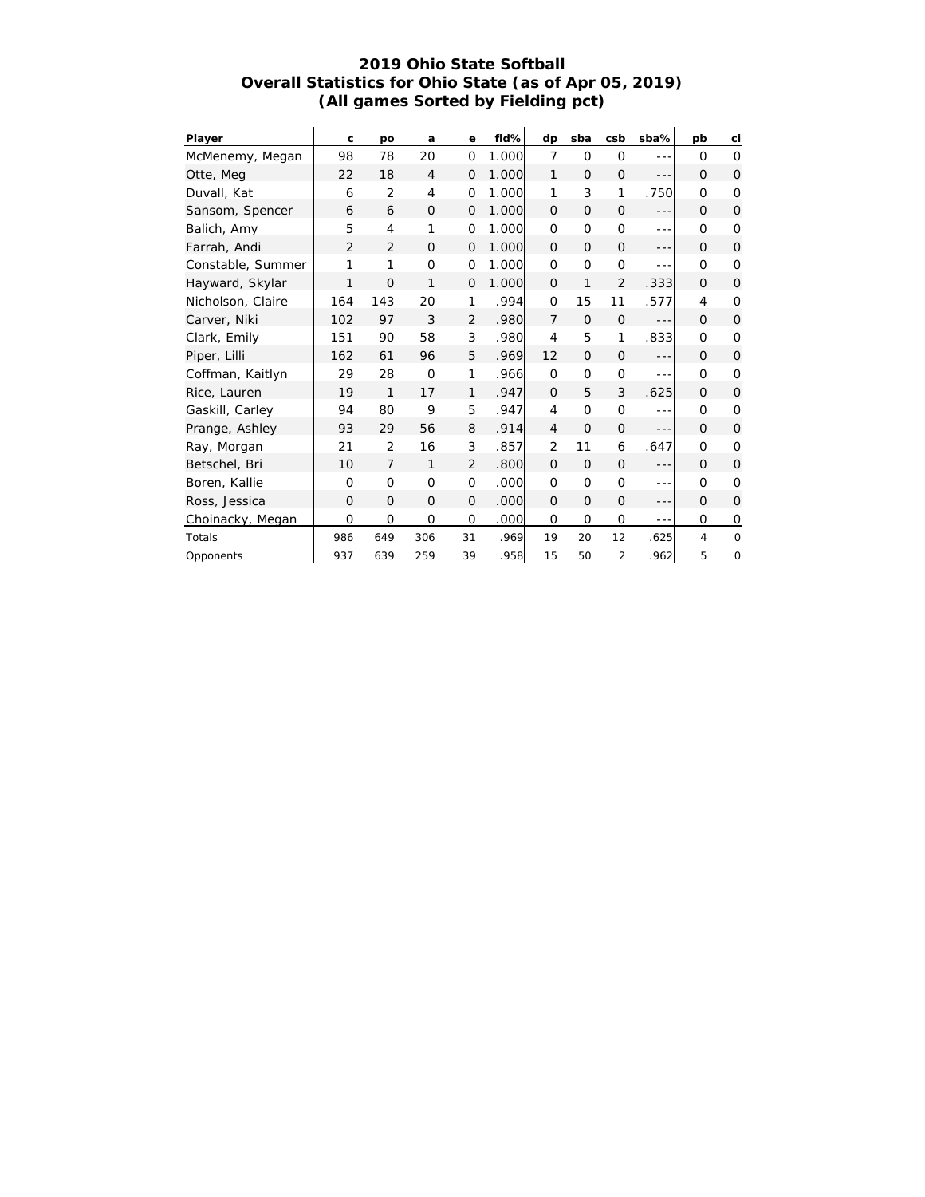# 2019 Ohio State Softball
## Overall Statistics for Ohio State (as of Apr 05, 2019)
## (All games Sorted by Fielding pct)

| Player | c | po | a | e | fld% | dp | sba | csb | sba% | pb | ci |
|---|---|---|---|---|---|---|---|---|---|---|---|
| McMenemy, Megan | 98 | 78 | 20 | 0 | 1.000 | 7 | 0 | 0 | --- | 0 | 0 |
| Otte, Meg | 22 | 18 | 4 | 0 | 1.000 | 1 | 0 | 0 | --- | 0 | 0 |
| Duvall, Kat | 6 | 2 | 4 | 0 | 1.000 | 1 | 3 | 1 | .750 | 0 | 0 |
| Sansom, Spencer | 6 | 6 | 0 | 0 | 1.000 | 0 | 0 | 0 | --- | 0 | 0 |
| Balich, Amy | 5 | 4 | 1 | 0 | 1.000 | 0 | 0 | 0 | --- | 0 | 0 |
| Farrah, Andi | 2 | 2 | 0 | 0 | 1.000 | 0 | 0 | 0 | --- | 0 | 0 |
| Constable, Summer | 1 | 1 | 0 | 0 | 1.000 | 0 | 0 | 0 | --- | 0 | 0 |
| Hayward, Skylar | 1 | 0 | 1 | 0 | 1.000 | 0 | 1 | 2 | .333 | 0 | 0 |
| Nicholson, Claire | 164 | 143 | 20 | 1 | .994 | 0 | 15 | 11 | .577 | 4 | 0 |
| Carver, Niki | 102 | 97 | 3 | 2 | .980 | 7 | 0 | 0 | --- | 0 | 0 |
| Clark, Emily | 151 | 90 | 58 | 3 | .980 | 4 | 5 | 1 | .833 | 0 | 0 |
| Piper, Lilli | 162 | 61 | 96 | 5 | .969 | 12 | 0 | 0 | --- | 0 | 0 |
| Coffman, Kaitlyn | 29 | 28 | 0 | 1 | .966 | 0 | 0 | 0 | --- | 0 | 0 |
| Rice, Lauren | 19 | 1 | 17 | 1 | .947 | 0 | 5 | 3 | .625 | 0 | 0 |
| Gaskill, Carley | 94 | 80 | 9 | 5 | .947 | 4 | 0 | 0 | --- | 0 | 0 |
| Prange, Ashley | 93 | 29 | 56 | 8 | .914 | 4 | 0 | 0 | --- | 0 | 0 |
| Ray, Morgan | 21 | 2 | 16 | 3 | .857 | 2 | 11 | 6 | .647 | 0 | 0 |
| Betschel, Bri | 10 | 7 | 1 | 2 | .800 | 0 | 0 | 0 | --- | 0 | 0 |
| Boren, Kallie | 0 | 0 | 0 | 0 | .000 | 0 | 0 | 0 | --- | 0 | 0 |
| Ross, Jessica | 0 | 0 | 0 | 0 | .000 | 0 | 0 | 0 | --- | 0 | 0 |
| Choinacky, Megan | 0 | 0 | 0 | 0 | .000 | 0 | 0 | 0 | --- | 0 | 0 |
| Totals | 986 | 649 | 306 | 31 | .969 | 19 | 20 | 12 | .625 | 4 | 0 |
| Opponents | 937 | 639 | 259 | 39 | .958 | 15 | 50 | 2 | .962 | 5 | 0 |